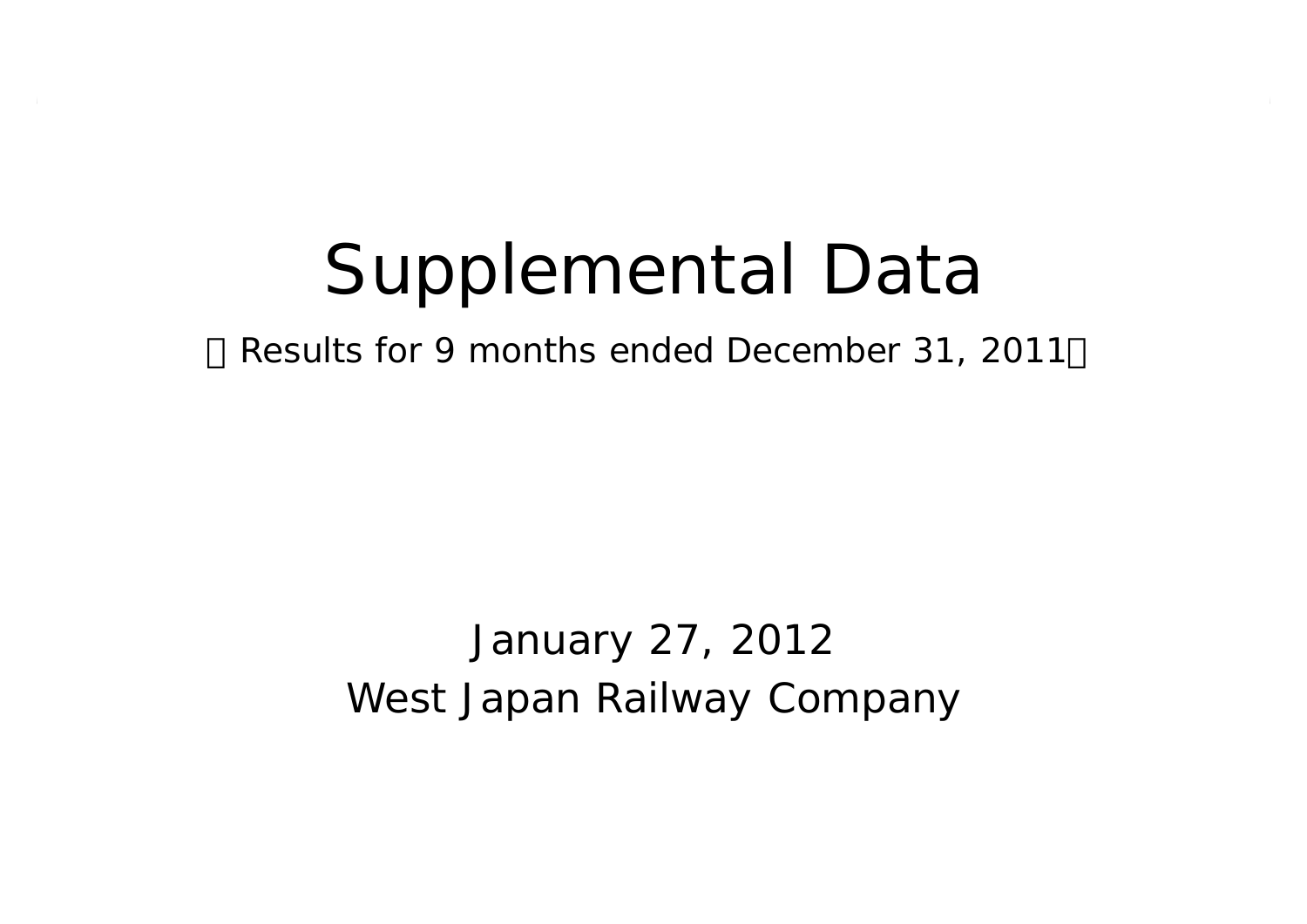# Supplemental Data

－ Results for 9 months ended December 31, 2011－

January 27, 2012

West Japan Railway Company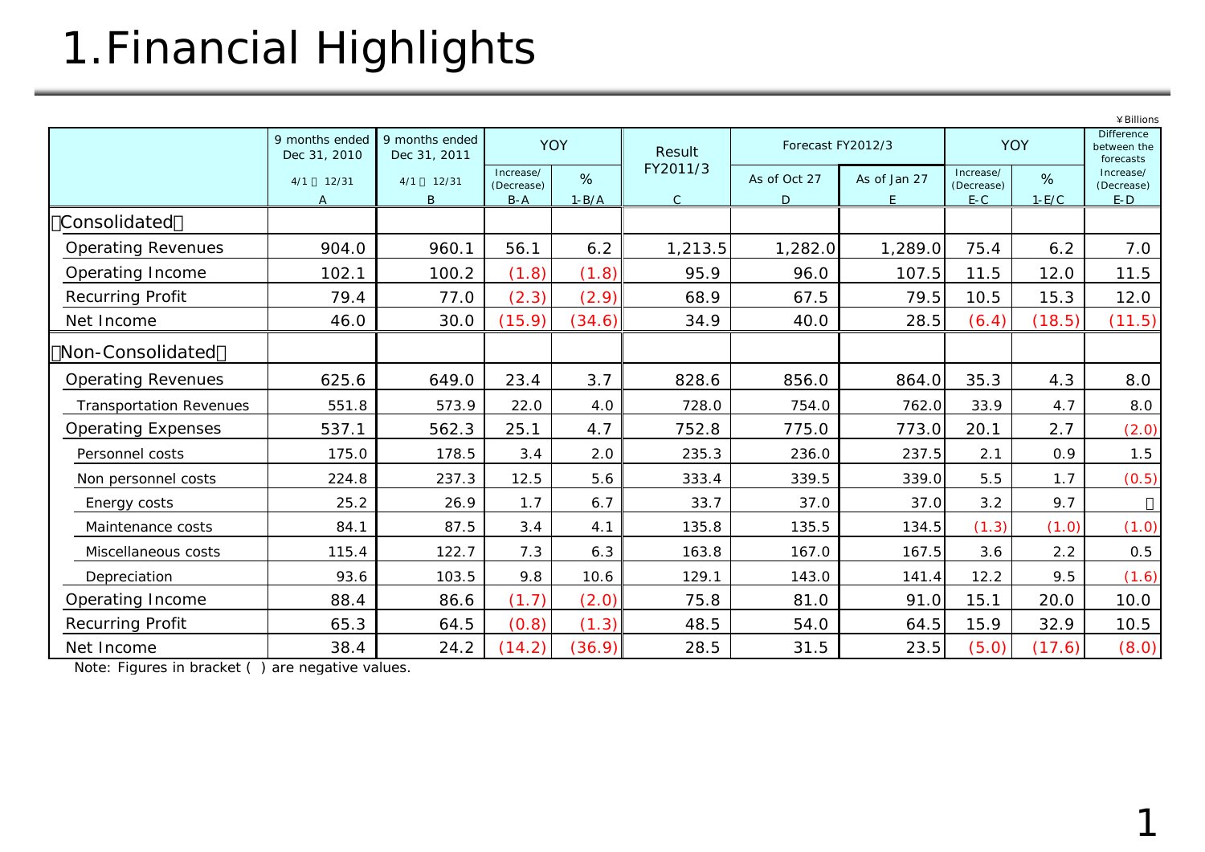# 1.Financial Highlights

¥Billions

| | 9 months ended Dec 31, 2010 | 9 months ended Dec 31, 2011 | YOY | | Result FY2011/3 | Forecast FY2012/3 | | YOY | | Difference between the forecasts |
|---|---|---|---|---|---|---|---|---|---|---|
| | 4/1～12/31 | 4/1～12/31 | Increase/ (Decrease) | % | | As of Oct 27 | As of Jan 27 | Increase/ (Decrease) | % | Increase/ (Decrease) |
| | A | B | B-A | 1-B/A | C | D | E | E-C | 1-E/C | E-D |
| 【Consolidated】 | | | | | | | | | | |
| Operating Revenues | 904.0 | 960.1 | 56.1 | 6.2 | 1,213.5 | 1,282.0 | 1,289.0 | 75.4 | 6.2 | 7.0 |
| Operating Income | 102.1 | 100.2 | (1.8) | (1.8) | 95.9 | 96.0 | 107.5 | 11.5 | 12.0 | 11.5 |
| Recurring Profit | 79.4 | 77.0 | (2.3) | (2.9) | 68.9 | 67.5 | 79.5 | 10.5 | 15.3 | 12.0 |
| Net Income | 46.0 | 30.0 | (15.9) | (34.6) | 34.9 | 40.0 | 28.5 | (6.4) | (18.5) | (11.5) |
| 【Non-Consolidated】 | | | | | | | | | | |
| Operating Revenues | 625.6 | 649.0 | 23.4 | 3.7 | 828.6 | 856.0 | 864.0 | 35.3 | 4.3 | 8.0 |
| Transportation Revenues | 551.8 | 573.9 | 22.0 | 4.0 | 728.0 | 754.0 | 762.0 | 33.9 | 4.7 | 8.0 |
| Operating Expenses | 537.1 | 562.3 | 25.1 | 4.7 | 752.8 | 775.0 | 773.0 | 20.1 | 2.7 | (2.0) |
| Personnel costs | 175.0 | 178.5 | 3.4 | 2.0 | 235.3 | 236.0 | 237.5 | 2.1 | 0.9 | 1.5 |
| Non personnel costs | 224.8 | 237.3 | 12.5 | 5.6 | 333.4 | 339.5 | 339.0 | 5.5 | 1.7 | (0.5) |
| Energy costs | 25.2 | 26.9 | 1.7 | 6.7 | 33.7 | 37.0 | 37.0 | 3.2 | 9.7 | － |
| Maintenance costs | 84.1 | 87.5 | 3.4 | 4.1 | 135.8 | 135.5 | 134.5 | (1.3) | (1.0) | (1.0) |
| Miscellaneous costs | 115.4 | 122.7 | 7.3 | 6.3 | 163.8 | 167.0 | 167.5 | 3.6 | 2.2 | 0.5 |
| Depreciation | 93.6 | 103.5 | 9.8 | 10.6 | 129.1 | 143.0 | 141.4 | 12.2 | 9.5 | (1.6) |
| Operating Income | 88.4 | 86.6 | (1.7) | (2.0) | 75.8 | 81.0 | 91.0 | 15.1 | 20.0 | 10.0 |
| Recurring Profit | 65.3 | 64.5 | (0.8) | (1.3) | 48.5 | 54.0 | 64.5 | 15.9 | 32.9 | 10.5 |
| Net Income | 38.4 | 24.2 | (14.2) | (36.9) | 28.5 | 31.5 | 23.5 | (5.0) | (17.6) | (8.0) |

Note: Figures in bracket ( ) are negative values.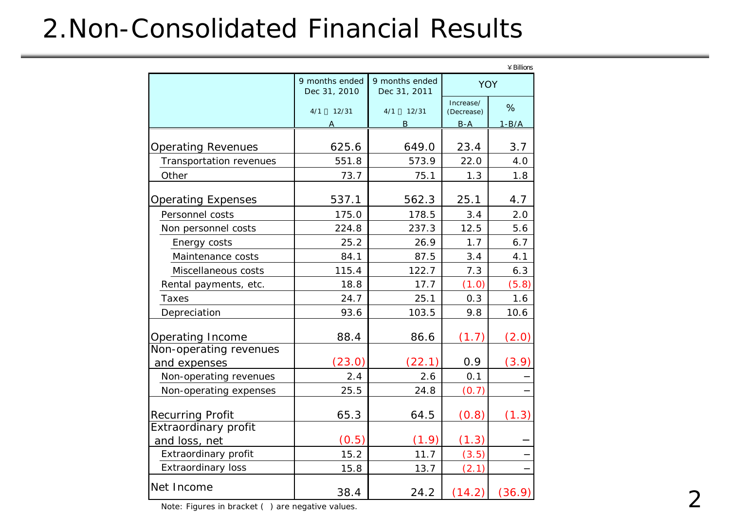# 2.Non-Consolidated Financial Results

¥Billions

| | 9 months ended Dec 31, 2010 | 9 months ended Dec 31, 2011 | YOY | |
|---|---|---|---|---|
| | 4/1～12/31 | 4/1～12/31 | Increase/ (Decrease) | % |
| | A | B | B-A | 1-B/A |
| Operating Revenues | 625.6 | 649.0 | 23.4 | 3.7 |
| Transportation revenues | 551.8 | 573.9 | 22.0 | 4.0 |
| Other | 73.7 | 75.1 | 1.3 | 1.8 |
| Operating Expenses | 537.1 | 562.3 | 25.1 | 4.7 |
| Personnel costs | 175.0 | 178.5 | 3.4 | 2.0 |
| Non personnel costs | 224.8 | 237.3 | 12.5 | 5.6 |
| Energy costs | 25.2 | 26.9 | 1.7 | 6.7 |
| Maintenance costs | 84.1 | 87.5 | 3.4 | 4.1 |
| Miscellaneous costs | 115.4 | 122.7 | 7.3 | 6.3 |
| Rental payments, etc. | 18.8 | 17.7 | (1.0) | (5.8) |
| Taxes | 24.7 | 25.1 | 0.3 | 1.6 |
| Depreciation | 93.6 | 103.5 | 9.8 | 10.6 |
| Operating Income | 88.4 | 86.6 | (1.7) | (2.0) |
| Non-operating revenues and expenses | (23.0) | (22.1) | 0.9 | (3.9) |
| Non-operating revenues | 2.4 | 2.6 | 0.1 | − |
| Non-operating expenses | 25.5 | 24.8 | (0.7) | − |
| Recurring Profit | 65.3 | 64.5 | (0.8) | (1.3) |
| Extraordinary profit and loss, net | (0.5) | (1.9) | (1.3) | − |
| Extraordinary profit | 15.2 | 11.7 | (3.5) | − |
| Extraordinary loss | 15.8 | 13.7 | (2.1) | − |
| Net Income | 38.4 | 24.2 | (14.2) | (36.9) |

Note: Figures in bracket ( ) are negative values.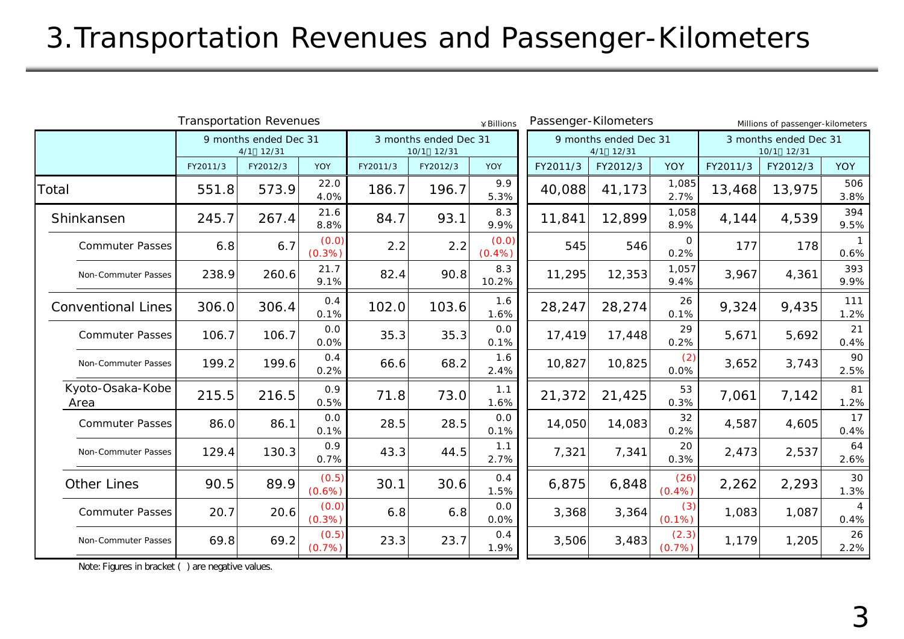# 3.Transportation Revenues and Passenger-Kilometers

Transportation Revenues (¥Billions)

| | 9 months ended Dec 31 (4/1～12/31) | | | 3 months ended Dec 31 (10/1～12/31) | | |
|---|---|---|---|---|---|---|
| | FY2011/3 | FY2012/3 | YOY | FY2011/3 | FY2012/3 | YOY |
| Total | 551.8 | 573.9 | 22.0 4.0% | 186.7 | 196.7 | 9.9 5.3% |
| Shinkansen | 245.7 | 267.4 | 21.6 8.8% | 84.7 | 93.1 | 8.3 9.9% |
| Commuter Passes | 6.8 | 6.7 | (0.0) (0.3%) | 2.2 | 2.2 | (0.0) (0.4%) |
| Non-Commuter Passes | 238.9 | 260.6 | 21.7 9.1% | 82.4 | 90.8 | 8.3 10.2% |
| Conventional Lines | 306.0 | 306.4 | 0.4 0.1% | 102.0 | 103.6 | 1.6 1.6% |
| Commuter Passes | 106.7 | 106.7 | 0.0 0.0% | 35.3 | 35.3 | 0.0 0.1% |
| Non-Commuter Passes | 199.2 | 199.6 | 0.4 0.2% | 66.6 | 68.2 | 1.6 2.4% |
| Kyoto-Osaka-Kobe Area | 215.5 | 216.5 | 0.9 0.5% | 71.8 | 73.0 | 1.1 1.6% |
| Commuter Passes | 86.0 | 86.1 | 0.0 0.1% | 28.5 | 28.5 | 0.0 0.1% |
| Non-Commuter Passes | 129.4 | 130.3 | 0.9 0.7% | 43.3 | 44.5 | 1.1 2.7% |
| Other Lines | 90.5 | 89.9 | (0.5) (0.6%) | 30.1 | 30.6 | 0.4 1.5% |
| Commuter Passes | 20.7 | 20.6 | (0.0) (0.3%) | 6.8 | 6.8 | 0.0 0.0% |
| Non-Commuter Passes | 69.8 | 69.2 | (0.5) (0.7%) | 23.3 | 23.7 | 0.4 1.9% |

Passenger-Kilometers (Millions of passenger-kilometers)

| | 9 months ended Dec 31 (4/1～12/31) | | | 3 months ended Dec 31 (10/1～12/31) | | |
|---|---|---|---|---|---|---|
| | FY2011/3 | FY2012/3 | YOY | FY2011/3 | FY2012/3 | YOY |
| Total | 40,088 | 41,173 | 1,085 2.7% | 13,468 | 13,975 | 506 3.8% |
| Shinkansen | 11,841 | 12,899 | 1,058 8.9% | 4,144 | 4,539 | 394 9.5% |
| Commuter Passes | 545 | 546 | 0 0.2% | 177 | 178 | 1 0.6% |
| Non-Commuter Passes | 11,295 | 12,353 | 1,057 9.4% | 3,967 | 4,361 | 393 9.9% |
| Conventional Lines | 28,247 | 28,274 | 26 0.1% | 9,324 | 9,435 | 111 1.2% |
| Commuter Passes | 17,419 | 17,448 | 29 0.2% | 5,671 | 5,692 | 21 0.4% |
| Non-Commuter Passes | 10,827 | 10,825 | (2) 0.0% | 3,652 | 3,743 | 90 2.5% |
| Kyoto-Osaka-Kobe Area | 21,372 | 21,425 | 53 0.3% | 7,061 | 7,142 | 81 1.2% |
| Commuter Passes | 14,050 | 14,083 | 32 0.2% | 4,587 | 4,605 | 17 0.4% |
| Non-Commuter Passes | 7,321 | 7,341 | 20 0.3% | 2,473 | 2,537 | 64 2.6% |
| Other Lines | 6,875 | 6,848 | (26) (0.4%) | 2,262 | 2,293 | 30 1.3% |
| Commuter Passes | 3,368 | 3,364 | (3) (0.1%) | 1,083 | 1,087 | 4 0.4% |
| Non-Commuter Passes | 3,506 | 3,483 | (2.3) (0.7%) | 1,179 | 1,205 | 26 2.2% |

Note: Figures in bracket ( ) are negative values.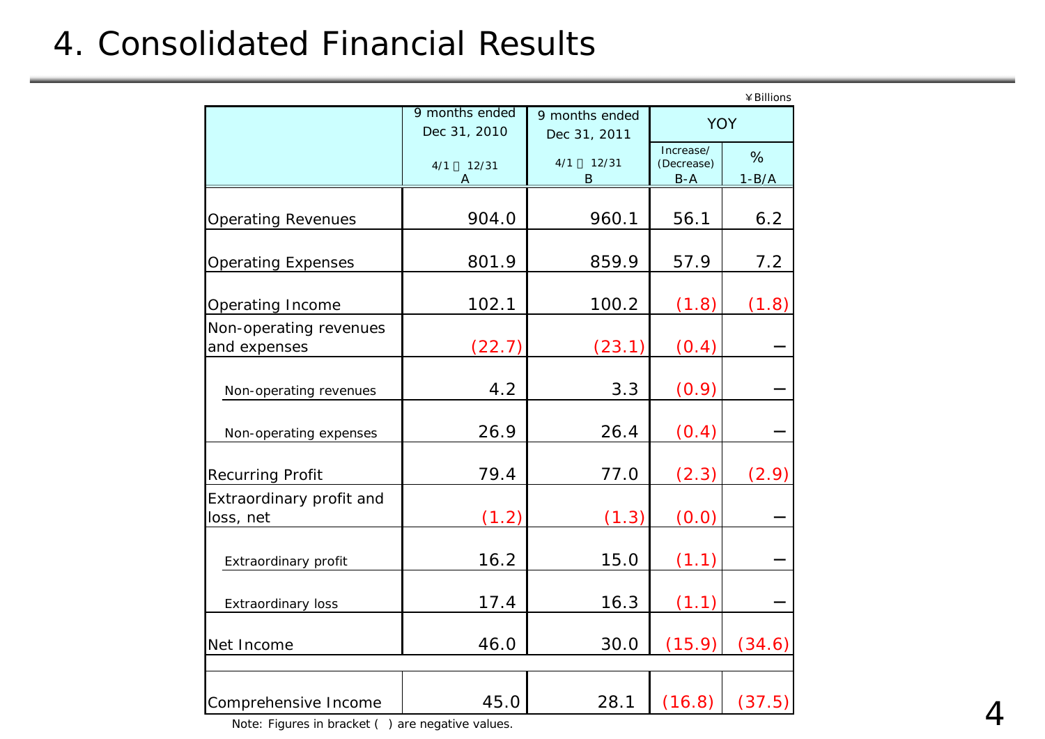# 4. Consolidated Financial Results

¥Billions

| | 9 months ended Dec 31, 2010 4/1 ～ 12/31 A | 9 months ended Dec 31, 2011 4/1 ～ 12/31 B | YOY Increase/ (Decrease) B-A | YOY % 1-B/A |
|---|---|---|---|---|
| Operating Revenues | 904.0 | 960.1 | 56.1 | 6.2 |
| Operating Expenses | 801.9 | 859.9 | 57.9 | 7.2 |
| Operating Income | 102.1 | 100.2 | (1.8) | (1.8) |
| Non-operating revenues and expenses | (22.7) | (23.1) | (0.4) | − |
| Non-operating revenues | 4.2 | 3.3 | (0.9) | − |
| Non-operating expenses | 26.9 | 26.4 | (0.4) | − |
| Recurring Profit | 79.4 | 77.0 | (2.3) | (2.9) |
| Extraordinary profit and loss, net | (1.2) | (1.3) | (0.0) | − |
| Extraordinary profit | 16.2 | 15.0 | (1.1) | − |
| Extraordinary loss | 17.4 | 16.3 | (1.1) | − |
| Net Income | 46.0 | 30.0 | (15.9) | (34.6) |
| Comprehensive Income | 45.0 | 28.1 | (16.8) | (37.5) |

Note: Figures in bracket ( ) are negative values.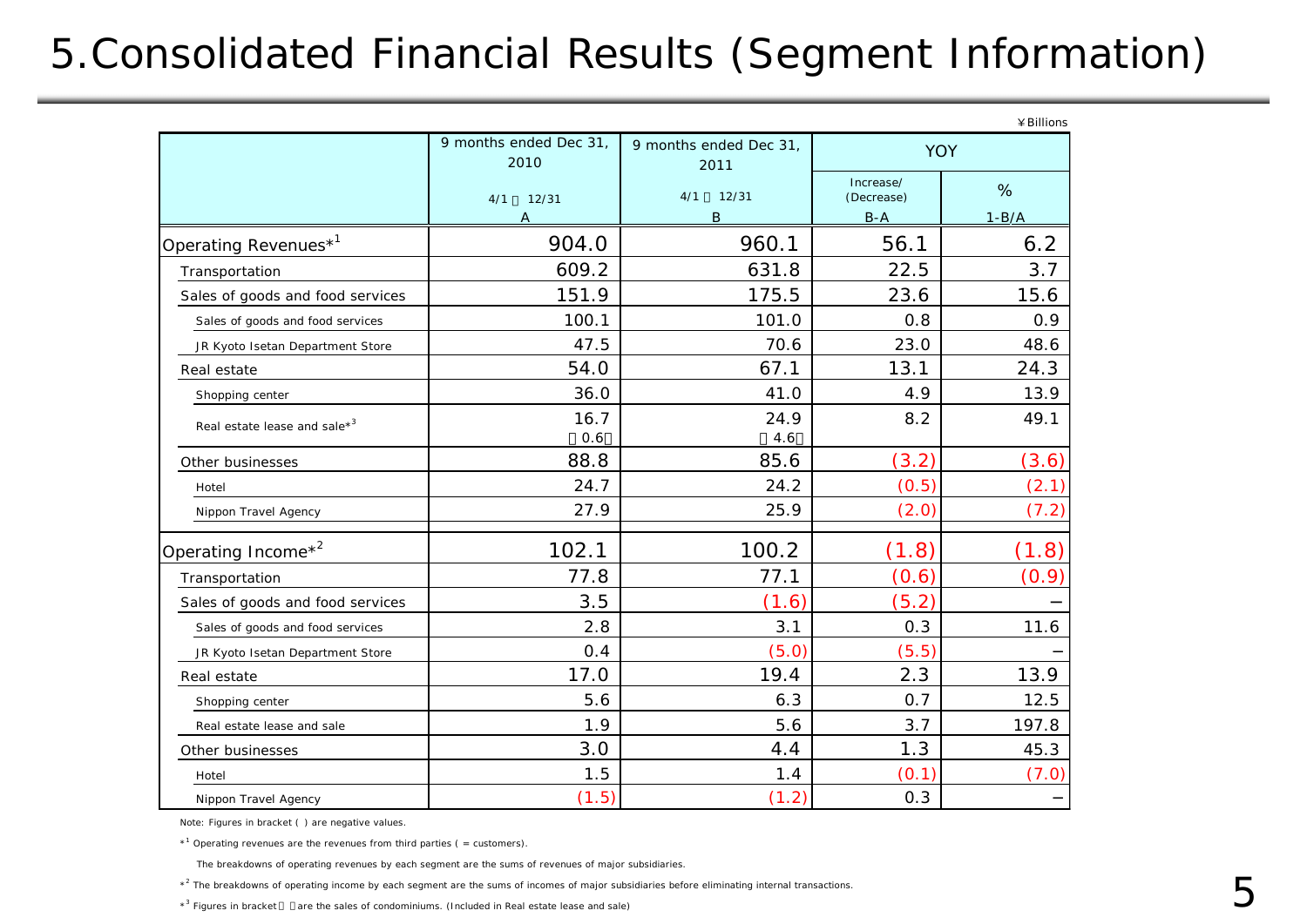# 5.Consolidated Financial Results (Segment Information)

¥Billions

| | 9 months ended Dec 31, 2010<br>4/1～12/31<br>A | 9 months ended Dec 31, 2011<br>4/1～12/31<br>B | YOY | |
|---|---|---|---|---|
| | | | Increase/ (Decrease)<br>B-A | %<br>1-B/A |
| Operating Revenues*[1] | 904.0 | 960.1 | 56.1 | 6.2 |
| Transportation | 609.2 | 631.8 | 22.5 | 3.7 |
| Sales of goods and food services | 151.9 | 175.5 | 23.6 | 15.6 |
| Sales of goods and food services | 100.1 | 101.0 | 0.8 | 0.9 |
| JR Kyoto Isetan Department Store | 47.5 | 70.6 | 23.0 | 48.6 |
| Real estate | 54.0 | 67.1 | 13.1 | 24.3 |
| Shopping center | 36.0 | 41.0 | 4.9 | 13.9 |
| Real estate lease and sale*[3] | 16.7<br>【0.6】 | 24.9<br>【4.6】 | 8.2 | 49.1 |
| Other businesses | 88.8 | 85.6 | (3.2) | (3.6) |
| Hotel | 24.7 | 24.2 | (0.5) | (2.1) |
| Nippon Travel Agency | 27.9 | 25.9 | (2.0) | (7.2) |
| Operating Income*[2] | 102.1 | 100.2 | (1.8) | (1.8) |
| Transportation | 77.8 | 77.1 | (0.6) | (0.9) |
| Sales of goods and food services | 3.5 | (1.6) | (5.2) | − |
| Sales of goods and food services | 2.8 | 3.1 | 0.3 | 11.6 |
| JR Kyoto Isetan Department Store | 0.4 | (5.0) | (5.5) | − |
| Real estate | 17.0 | 19.4 | 2.3 | 13.9 |
| Shopping center | 5.6 | 6.3 | 0.7 | 12.5 |
| Real estate lease and sale | 1.9 | 5.6 | 3.7 | 197.8 |
| Other businesses | 3.0 | 4.4 | 1.3 | 45.3 |
| Hotel | 1.5 | 1.4 | (0.1) | (7.0) |
| Nippon Travel Agency | (1.5) | (1.2) | 0.3 | − |

Note: Figures in bracket ( ) are negative values.

*[1] Operating revenues are the revenues from third parties ( = customers).

The breakdowns of operating revenues by each segment are the sums of revenues of major subsidiaries.

*[2] The breakdowns of operating income by each segment are the sums of incomes of major subsidiaries before eliminating internal transactions.

*[3] Figures in bracket【 】are the sales of condominiums. (Included in Real estate lease and sale)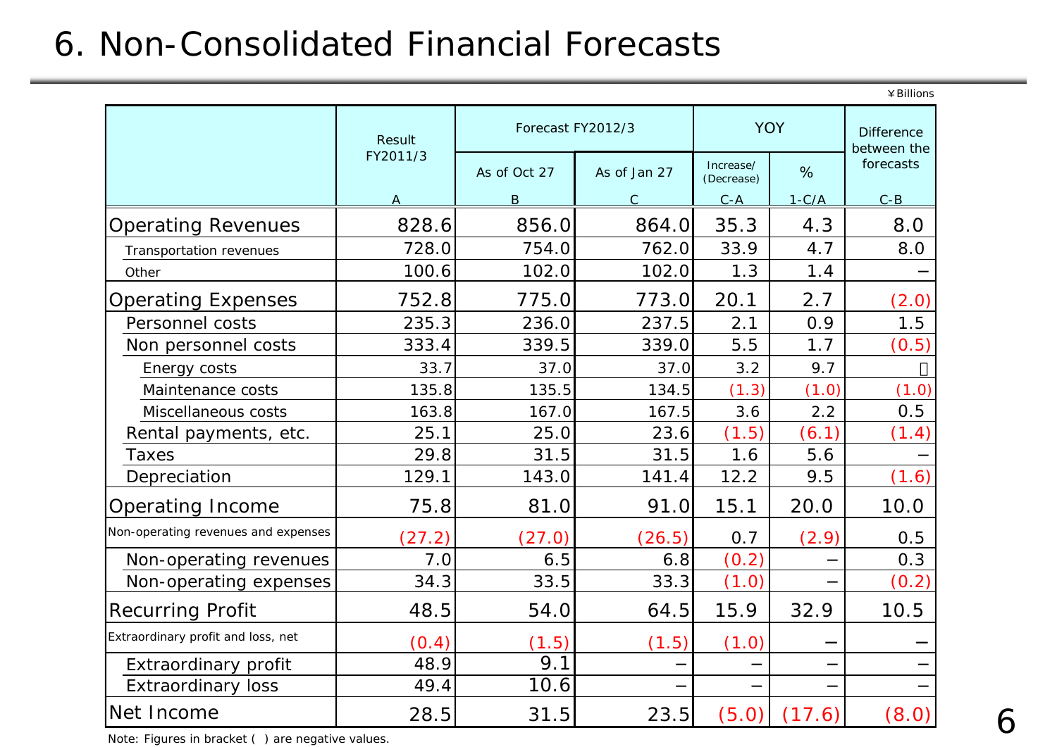# 6. Non-Consolidated Financial Forecasts

¥Billions

| | Result FY2011/3 | Forecast FY2012/3 | | YOY | | Difference between the forecasts |
|---|---|---|---|---|---|---|
| | | As of Oct 27 | As of Jan 27 | Increase/ (Decrease) | % | |
| | A | B | C | C-A | 1-C/A | C-B |
| Operating Revenues | 828.6 | 856.0 | 864.0 | 35.3 | 4.3 | 8.0 |
| Transportation revenues | 728.0 | 754.0 | 762.0 | 33.9 | 4.7 | 8.0 |
| Other | 100.6 | 102.0 | 102.0 | 1.3 | 1.4 | − |
| Operating Expenses | 752.8 | 775.0 | 773.0 | 20.1 | 2.7 | (2.0) |
| Personnel costs | 235.3 | 236.0 | 237.5 | 2.1 | 0.9 | 1.5 |
| Non personnel costs | 333.4 | 339.5 | 339.0 | 5.5 | 1.7 | (0.5) |
| Energy costs | 33.7 | 37.0 | 37.0 | 3.2 | 9.7 | − |
| Maintenance costs | 135.8 | 135.5 | 134.5 | (1.3) | (1.0) | (1.0) |
| Miscellaneous costs | 163.8 | 167.0 | 167.5 | 3.6 | 2.2 | 0.5 |
| Rental payments, etc. | 25.1 | 25.0 | 23.6 | (1.5) | (6.1) | (1.4) |
| Taxes | 29.8 | 31.5 | 31.5 | 1.6 | 5.6 | − |
| Depreciation | 129.1 | 143.0 | 141.4 | 12.2 | 9.5 | (1.6) |
| Operating Income | 75.8 | 81.0 | 91.0 | 15.1 | 20.0 | 10.0 |
| Non-operating revenues and expenses | (27.2) | (27.0) | (26.5) | 0.7 | (2.9) | 0.5 |
| Non-operating revenues | 7.0 | 6.5 | 6.8 | (0.2) | − | 0.3 |
| Non-operating expenses | 34.3 | 33.5 | 33.3 | (1.0) | − | (0.2) |
| Recurring Profit | 48.5 | 54.0 | 64.5 | 15.9 | 32.9 | 10.5 |
| Extraordinary profit and loss, net | (0.4) | (1.5) | (1.5) | (1.0) | − | − |
| Extraordinary profit | 48.9 | 9.1 | − | − | − | − |
| Extraordinary loss | 49.4 | 10.6 | − | − | − | − |
| Net Income | 28.5 | 31.5 | 23.5 | (5.0) | (17.6) | (8.0) |

Note: Figures in bracket ( ) are negative values.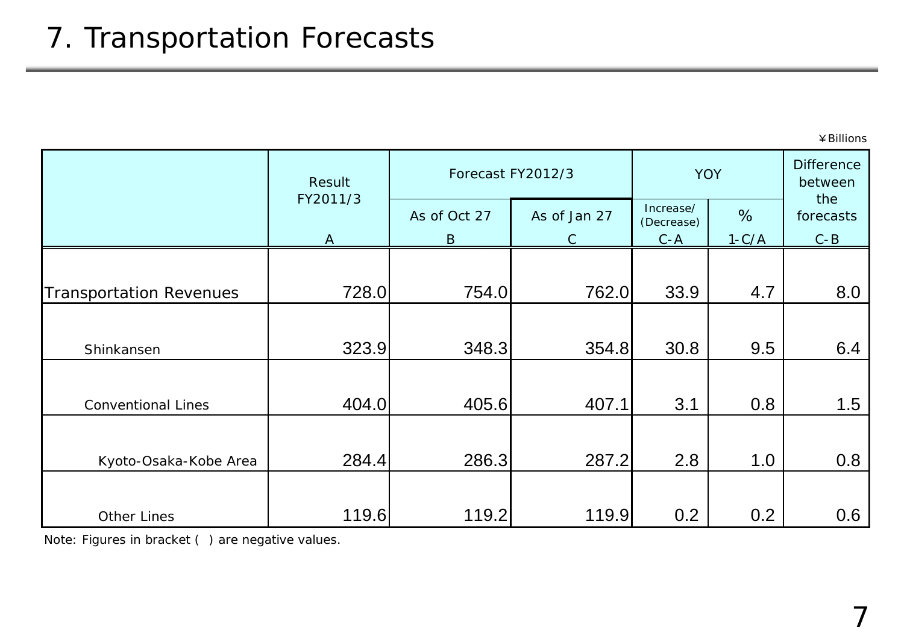# 7. Transportation Forecasts

¥Billions

| | Result FY2011/3 | Forecast FY2012/3 | | YOY | | Difference between the forecasts |
|---|---|---|---|---|---|---|
| | | As of Oct 27 | As of Jan 27 | Increase/ (Decrease) | % | |
| | A | B | C | C-A | 1-C/A | C-B |
| Transportation Revenues | 728.0 | 754.0 | 762.0 | 33.9 | 4.7 | 8.0 |
| Shinkansen | 323.9 | 348.3 | 354.8 | 30.8 | 9.5 | 6.4 |
| Conventional Lines | 404.0 | 405.6 | 407.1 | 3.1 | 0.8 | 1.5 |
| Kyoto-Osaka-Kobe Area | 284.4 | 286.3 | 287.2 | 2.8 | 1.0 | 0.8 |
| Other Lines | 119.6 | 119.2 | 119.9 | 0.2 | 0.2 | 0.6 |

Note: Figures in bracket ( ) are negative values.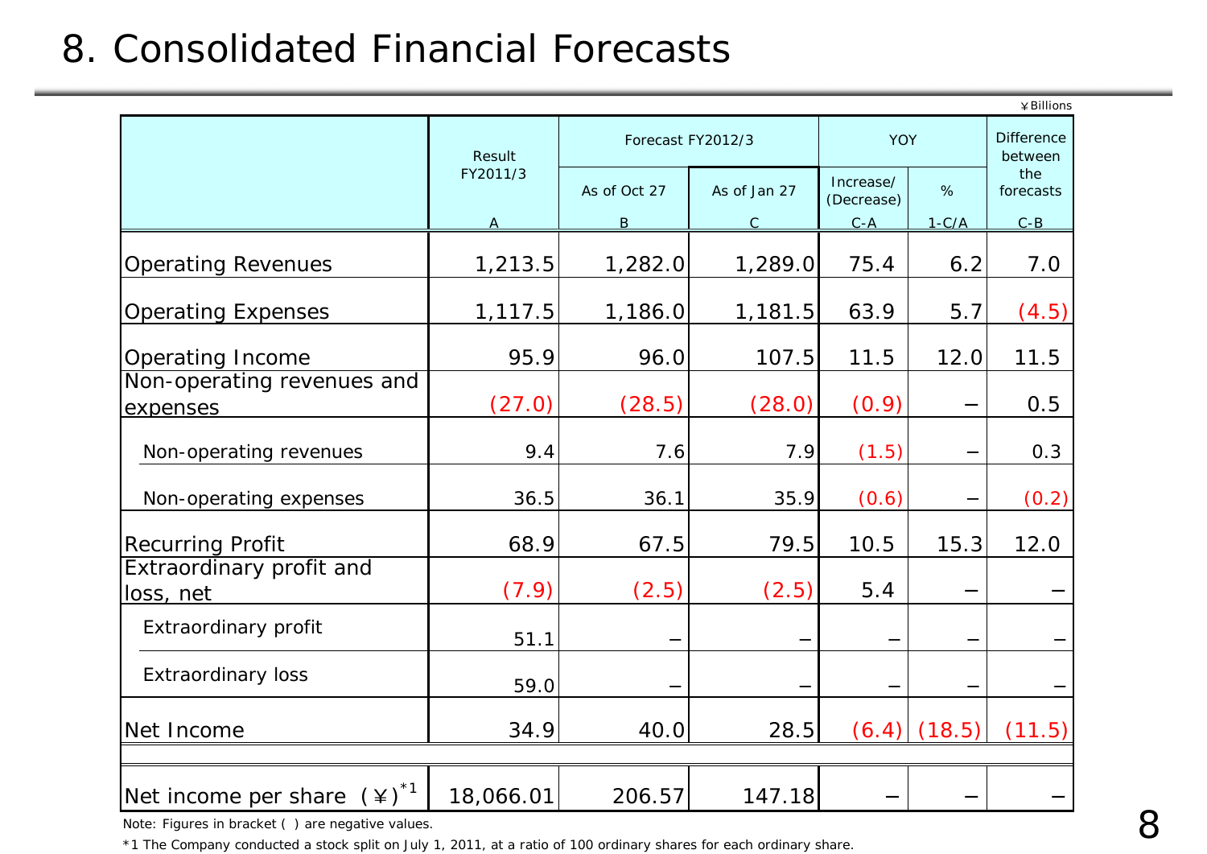# 8. Consolidated Financial Forecasts

¥Billions

| | Result FY2011/3 | Forecast FY2012/3 | | YOY | | Difference between the forecasts |
|---|---|---|---|---|---|---|
| | | As of Oct 27 | As of Jan 27 | Increase/ (Decrease) | % | |
| | A | B | C | C-A | 1-C/A | C-B |
| Operating Revenues | 1,213.5 | 1,282.0 | 1,289.0 | 75.4 | 6.2 | 7.0 |
| Operating Expenses | 1,117.5 | 1,186.0 | 1,181.5 | 63.9 | 5.7 | (4.5) |
| Operating Income | 95.9 | 96.0 | 107.5 | 11.5 | 12.0 | 11.5 |
| Non-operating revenues and expenses | (27.0) | (28.5) | (28.0) | (0.9) | − | 0.5 |
| Non-operating revenues | 9.4 | 7.6 | 7.9 | (1.5) | − | 0.3 |
| Non-operating expenses | 36.5 | 36.1 | 35.9 | (0.6) | − | (0.2) |
| Recurring Profit | 68.9 | 67.5 | 79.5 | 10.5 | 15.3 | 12.0 |
| Extraordinary profit and loss, net | (7.9) | (2.5) | (2.5) | 5.4 | − | − |
| Extraordinary profit | 51.1 | − | − | − | − | − |
| Extraordinary loss | 59.0 | − | − | − | − | − |
| Net Income | 34.9 | 40.0 | 28.5 | (6.4) | (18.5) | (11.5) |
| Net income per share (¥)[*1] | 18,066.01 | 206.57 | 147.18 | − | − | − |

Note: Figures in bracket ( ) are negative values.

*1 The Company conducted a stock split on July 1, 2011, at a ratio of 100 ordinary shares for each ordinary share.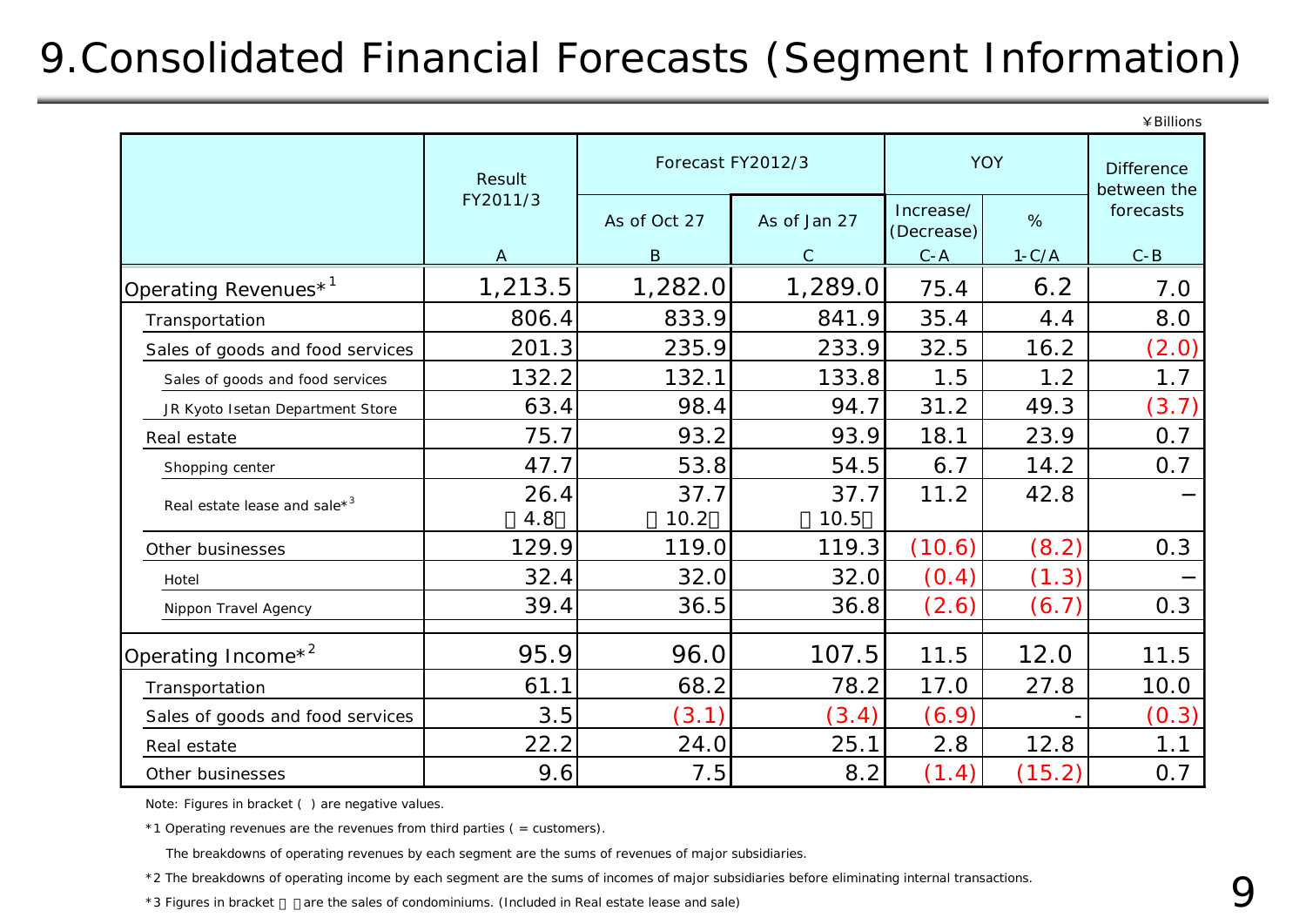# 9.Consolidated Financial Forecasts (Segment Information)

¥Billions

| | Result FY2011/3 | Forecast FY2012/3 | | YOY | | Difference between the forecasts |
|---|---|---|---|---|---|---|
| | | As of Oct 27 | As of Jan 27 | Increase/ (Decrease) | % | |
| | A | B | C | C-A | 1-C/A | C-B |
| Operating Revenues*[1] | 1,213.5 | 1,282.0 | 1,289.0 | 75.4 | 6.2 | 7.0 |
| Transportation | 806.4 | 833.9 | 841.9 | 35.4 | 4.4 | 8.0 |
| Sales of goods and food services | 201.3 | 235.9 | 233.9 | 32.5 | 16.2 | (2.0) |
| Sales of goods and food services | 132.2 | 132.1 | 133.8 | 1.5 | 1.2 | 1.7 |
| JR Kyoto Isetan Department Store | 63.4 | 98.4 | 94.7 | 31.2 | 49.3 | (3.7) |
| Real estate | 75.7 | 93.2 | 93.9 | 18.1 | 23.9 | 0.7 |
| Shopping center | 47.7 | 53.8 | 54.5 | 6.7 | 14.2 | 0.7 |
| Real estate lease and sale*[3] | 26.4 〔4.8〕 | 37.7 〔10.2〕 | 37.7 〔10.5〕 | 11.2 | 42.8 | − |
| Other businesses | 129.9 | 119.0 | 119.3 | (10.6) | (8.2) | 0.3 |
| Hotel | 32.4 | 32.0 | 32.0 | (0.4) | (1.3) | − |
| Nippon Travel Agency | 39.4 | 36.5 | 36.8 | (2.6) | (6.7) | 0.3 |
| Operating Income*[2] | 95.9 | 96.0 | 107.5 | 11.5 | 12.0 | 11.5 |
| Transportation | 61.1 | 68.2 | 78.2 | 17.0 | 27.8 | 10.0 |
| Sales of goods and food services | 3.5 | (3.1) | (3.4) | (6.9) | - | (0.3) |
| Real estate | 22.2 | 24.0 | 25.1 | 2.8 | 12.8 | 1.1 |
| Other businesses | 9.6 | 7.5 | 8.2 | (1.4) | (15.2) | 0.7 |

Note: Figures in bracket ( ) are negative values.

*1 Operating revenues are the revenues from third parties ( = customers).

The breakdowns of operating revenues by each segment are the sums of revenues of major subsidiaries.

*2 The breakdowns of operating income by each segment are the sums of incomes of major subsidiaries before eliminating internal transactions.

*3 Figures in bracket 〔 〕are the sales of condominiums. (Included in Real estate lease and sale)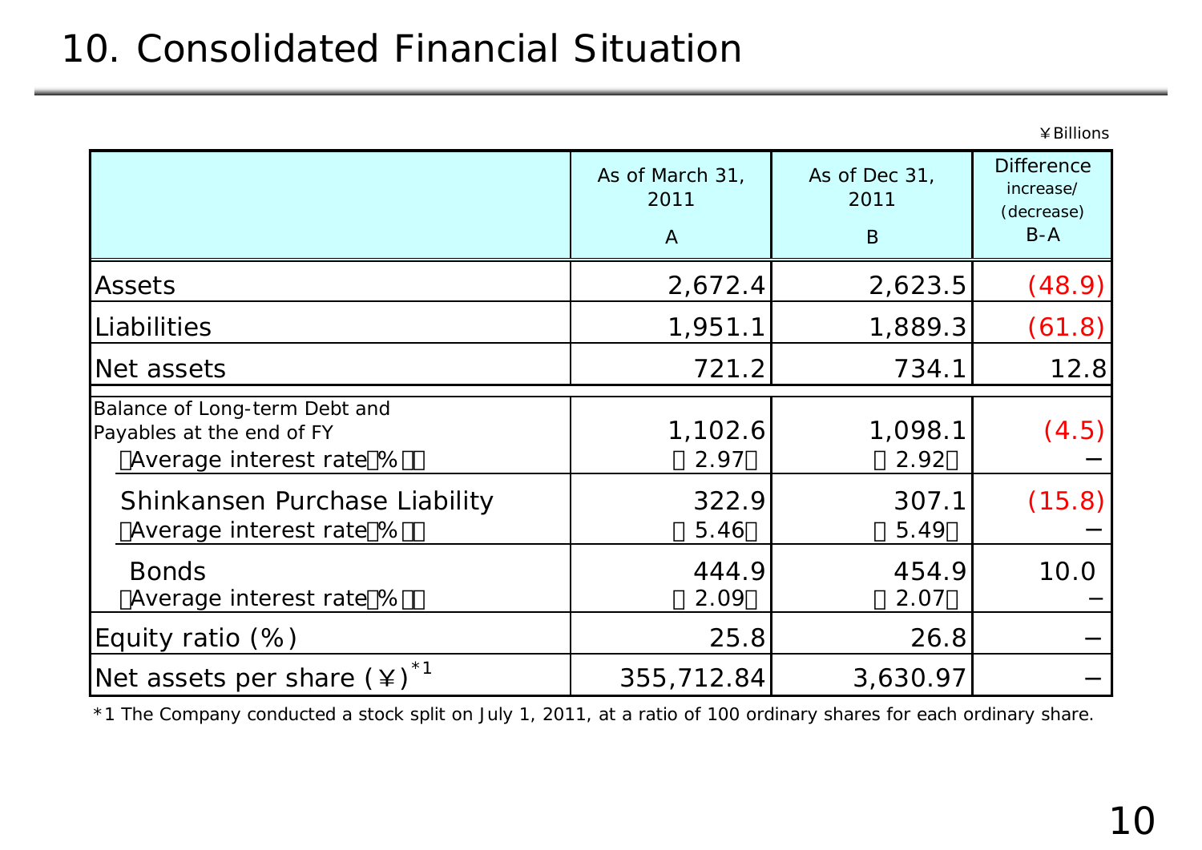# 10. Consolidated Financial Situation

¥Billions

| | As of March 31, 2011 A | As of Dec 31, 2011 B | Difference increase/ (decrease) B-A |
|---|---|---|---|
| Assets | 2,672.4 | 2,623.5 | (48.9) |
| Liabilities | 1,951.1 | 1,889.3 | (61.8) |
| Net assets | 721.2 | 734.1 | 12.8 |
| Balance of Long-term Debt and Payables at the end of FY (Average interest rate(%)) | 1,102.6 (2.97) | 1,098.1 (2.92) | (4.5) − |
| Shinkansen Purchase Liability (Average interest rate(%)) | 322.9 (5.46) | 307.1 (5.49) | (15.8) − |
| Bonds (Average interest rate(%)) | 444.9 (2.09) | 454.9 (2.07) | 10.0 − |
| Equity ratio (%) | 25.8 | 26.8 | − |
| Net assets per share (¥)[*1] | 355,712.84 | 3,630.97 | − |

*1 The Company conducted a stock split on July 1, 2011, at a ratio of 100 ordinary shares for each ordinary share.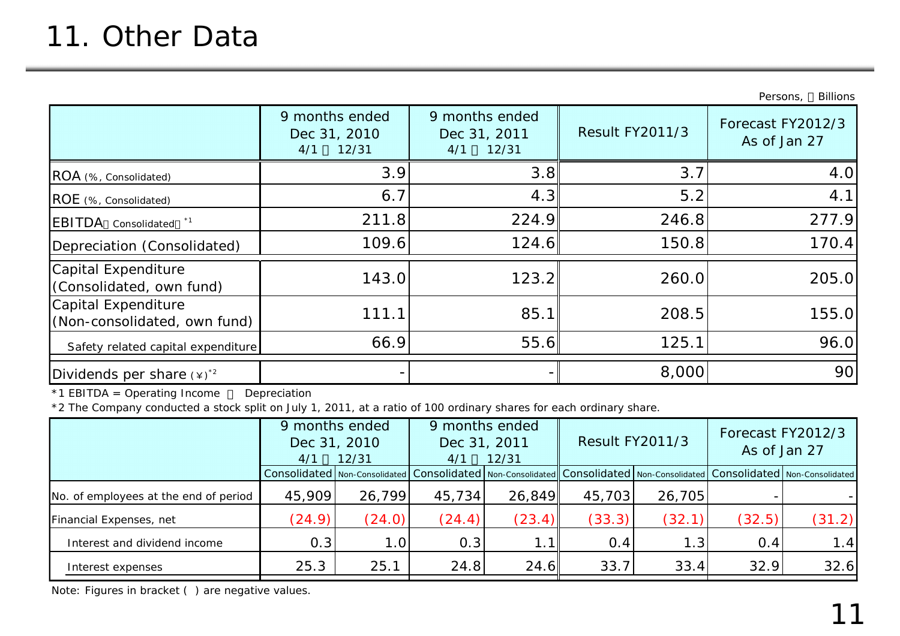# 11. Other Data

Persons, ￥Billions

| | 9 months ended Dec 31, 2010 4/1～12/31 | 9 months ended Dec 31, 2011 4/1～12/31 | Result FY2011/3 | Forecast FY2012/3 As of Jan 27 |
|---|---|---|---|---|
| ROA (%, Consolidated) | 3.9 | 3.8 | 3.7 | 4.0 |
| ROE (%, Consolidated) | 6.7 | 4.3 | 5.2 | 4.1 |
| EBITDA（Consolidated）*1 | 211.8 | 224.9 | 246.8 | 277.9 |
| Depreciation (Consolidated) | 109.6 | 124.6 | 150.8 | 170.4 |
| Capital Expenditure (Consolidated, own fund) | 143.0 | 123.2 | 260.0 | 205.0 |
| Capital Expenditure (Non-consolidated, own fund) | 111.1 | 85.1 | 208.5 | 155.0 |
| Safety related capital expenditure | 66.9 | 55.6 | 125.1 | 96.0 |
| Dividends per share (¥)*2 | - | - | 8,000 | 90 |

*1 EBITDA = Operating Income ＋ Depreciation

*2 The Company conducted a stock split on July 1, 2011, at a ratio of 100 ordinary shares for each ordinary share.

| | 9 months ended Dec 31, 2010 4/1～12/31 | | 9 months ended Dec 31, 2011 4/1～12/31 | | Result FY2011/3 | | Forecast FY2012/3 As of Jan 27 | |
|---|---|---|---|---|---|---|---|---|
| | Consolidated | Non-Consolidated | Consolidated | Non-Consolidated | Consolidated | Non-Consolidated | Consolidated | Non-Consolidated |
| No. of employees at the end of period | 45,909 | 26,799 | 45,734 | 26,849 | 45,703 | 26,705 | - | - |
| Financial Expenses, net | (24.9) | (24.0) | (24.4) | (23.4) | (33.3) | (32.1) | (32.5) | (31.2) |
| Interest and dividend income | 0.3 | 1.0 | 0.3 | 1.1 | 0.4 | 1.3 | 0.4 | 1.4 |
| Interest expenses | 25.3 | 25.1 | 24.8 | 24.6 | 33.7 | 33.4 | 32.9 | 32.6 |

Note: Figures in bracket ( ) are negative values.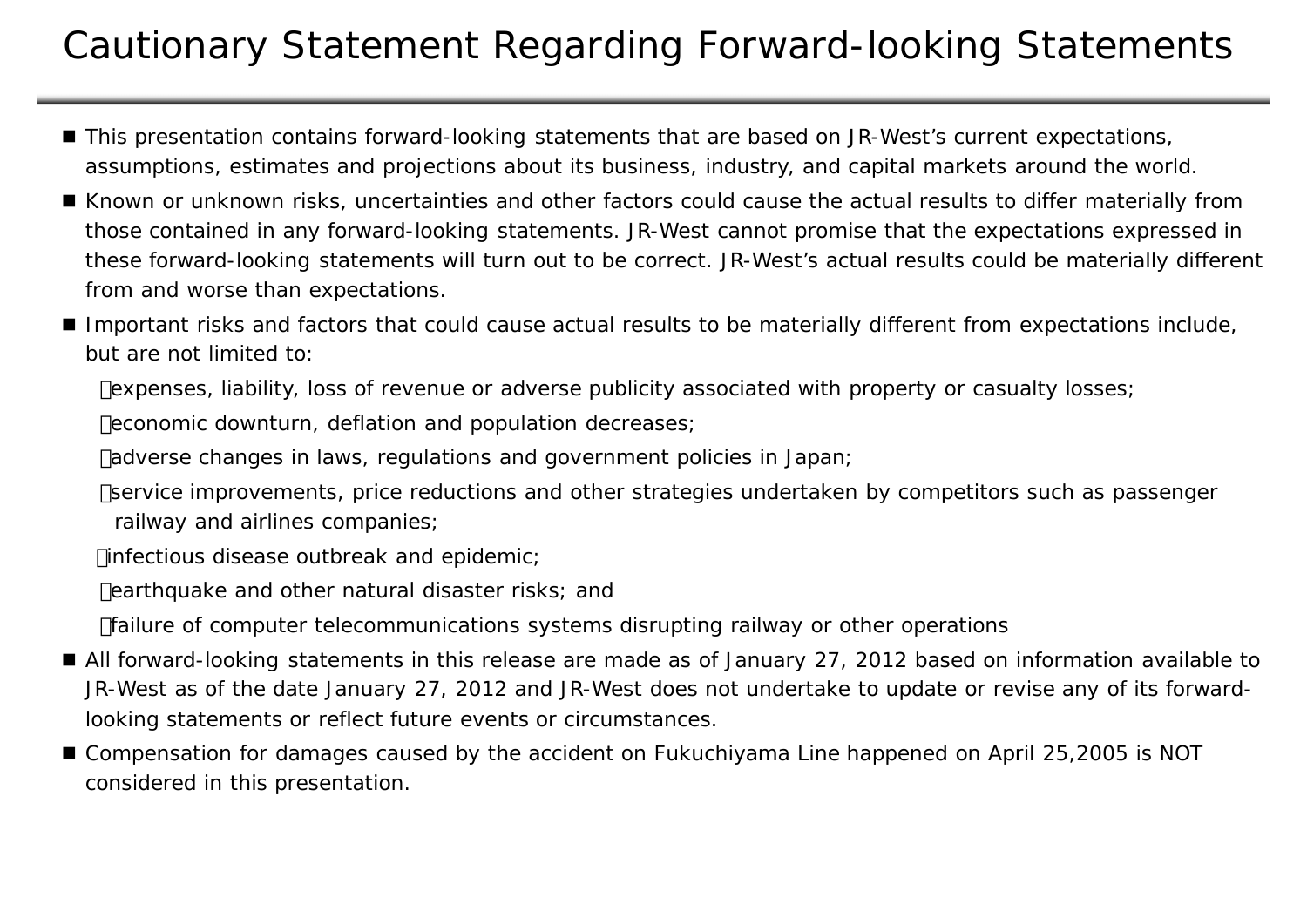# Cautionary Statement Regarding Forward-looking Statements

- This presentation contains forward-looking statements that are based on JR-West's current expectations, assumptions, estimates and projections about its business, industry, and capital markets around the world.
- Known or unknown risks, uncertainties and other factors could cause the actual results to differ materially from those contained in any forward-looking statements. JR-West cannot promise that the expectations expressed in these forward-looking statements will turn out to be correct. JR-West's actual results could be materially different from and worse than expectations.
- Important risks and factors that could cause actual results to be materially different from expectations include, but are not limited to:
  - expenses, liability, loss of revenue or adverse publicity associated with property or casualty losses;
  - economic downturn, deflation and population decreases;
  - adverse changes in laws, regulations and government policies in Japan;
  - service improvements, price reductions and other strategies undertaken by competitors such as passenger railway and airlines companies;
  - infectious disease outbreak and epidemic;
  - earthquake and other natural disaster risks; and
  - failure of computer telecommunications systems disrupting railway or other operations
- All forward-looking statements in this release are made as of January 27, 2012 based on information available to JR-West as of the date January 27, 2012 and JR-West does not undertake to update or revise any of its forward-looking statements or reflect future events or circumstances.
- Compensation for damages caused by the accident on Fukuchiyama Line happened on April 25,2005 is NOT considered in this presentation.